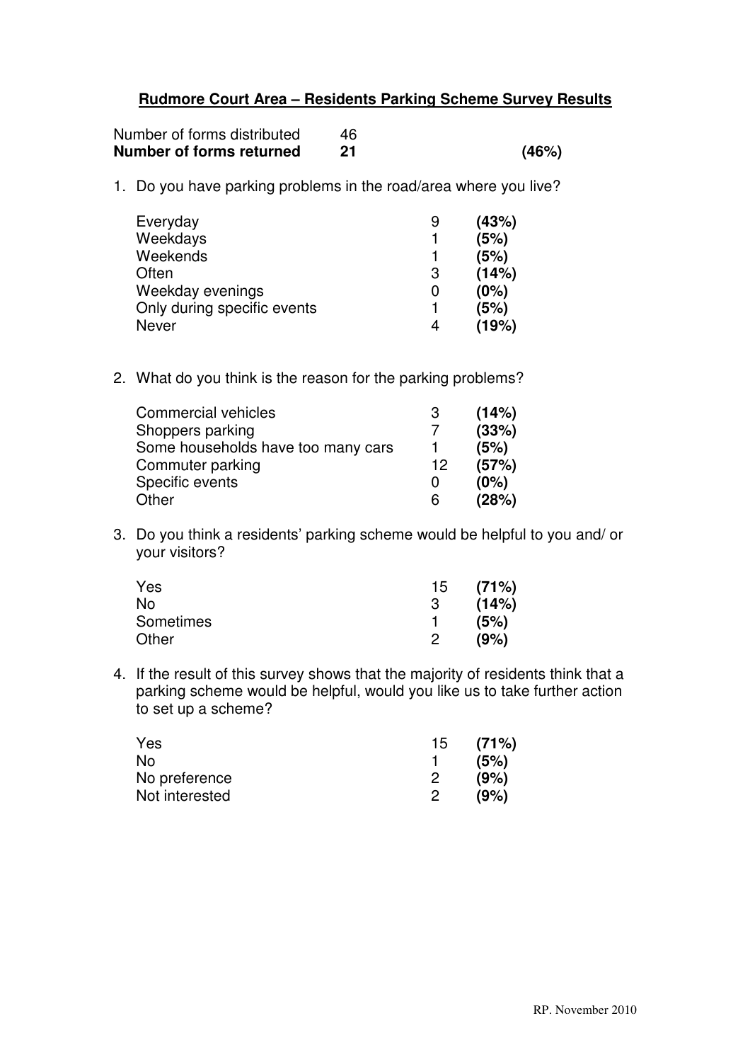# Rudmore Court Area – Residents Parking Scheme Survey Results

| | | |
|---|---|---|
| Number of forms distributed | 46 | |
| **Number of forms returned** | **21** | **(46%)** |

1. Do you have parking problems in the road/area where you live?

| | | |
|---|---|---|
| Everyday | 9 | **(43%)** |
| Weekdays | 1 | **(5%)** |
| Weekends | 1 | **(5%)** |
| Often | 3 | **(14%)** |
| Weekday evenings | 0 | **(0%)** |
| Only during specific events | 1 | **(5%)** |
| Never | 4 | **(19%)** |

2. What do you think is the reason for the parking problems?

| | | |
|---|---|---|
| Commercial vehicles | 3 | **(14%)** |
| Shoppers parking | 7 | **(33%)** |
| Some households have too many cars | 1 | **(5%)** |
| Commuter parking | 12 | **(57%)** |
| Specific events | 0 | **(0%)** |
| Other | 6 | **(28%)** |

3. Do you think a residents' parking scheme would be helpful to you and/ or your visitors?

| | | |
|---|---|---|
| Yes | 15 | **(71%)** |
| No | 3 | **(14%)** |
| Sometimes | 1 | **(5%)** |
| Other | 2 | **(9%)** |

4. If the result of this survey shows that the majority of residents think that a parking scheme would be helpful, would you like us to take further action to set up a scheme?

| | | |
|---|---|---|
| Yes | 15 | **(71%)** |
| No | 1 | **(5%)** |
| No preference | 2 | **(9%)** |
| Not interested | 2 | **(9%)** |

RP. November 2010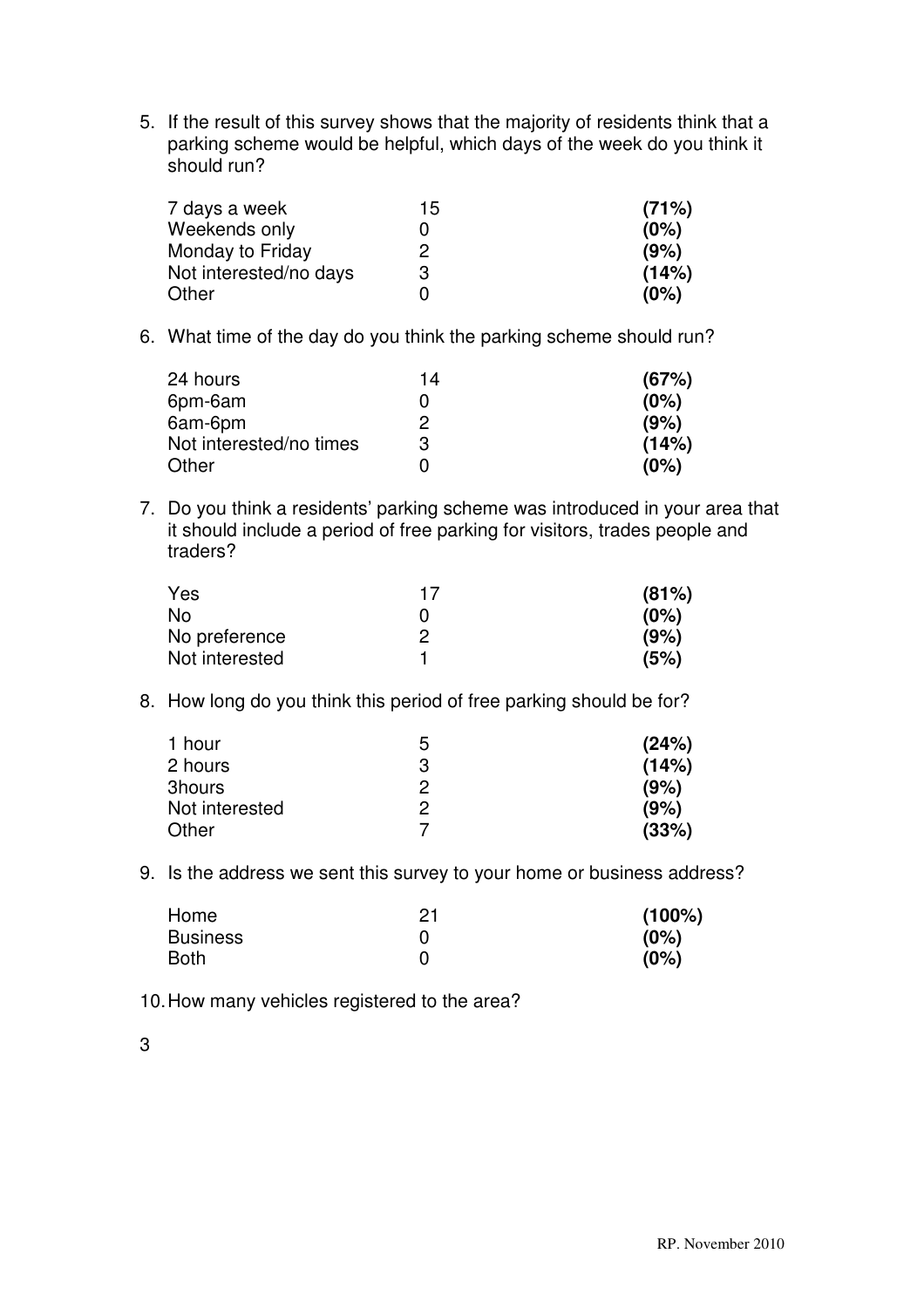5. If the result of this survey shows that the majority of residents think that a parking scheme would be helpful, which days of the week do you think it should run?

| | | |
|---|---|---|
| 7 days a week | 15 | **(71%)** |
| Weekends only | 0 | **(0%)** |
| Monday to Friday | 2 | **(9%)** |
| Not interested/no days | 3 | **(14%)** |
| Other | 0 | **(0%)** |

6. What time of the day do you think the parking scheme should run?

| | | |
|---|---|---|
| 24 hours | 14 | **(67%)** |
| 6pm-6am | 0 | **(0%)** |
| 6am-6pm | 2 | **(9%)** |
| Not interested/no times | 3 | **(14%)** |
| Other | 0 | **(0%)** |

7. Do you think a residents' parking scheme was introduced in your area that it should include a period of free parking for visitors, trades people and traders?

| | | |
|---|---|---|
| Yes | 17 | **(81%)** |
| No | 0 | **(0%)** |
| No preference | 2 | **(9%)** |
| Not interested | 1 | **(5%)** |

8. How long do you think this period of free parking should be for?

| | | |
|---|---|---|
| 1 hour | 5 | **(24%)** |
| 2 hours | 3 | **(14%)** |
| 3hours | 2 | **(9%)** |
| Not interested | 2 | **(9%)** |
| Other | 7 | **(33%)** |

9. Is the address we sent this survey to your home or business address?

| | | |
|---|---|---|
| Home | 21 | **(100%)** |
| Business | 0 | **(0%)** |
| Both | 0 | **(0%)** |

10. How many vehicles registered to the area?

3

RP. November 2010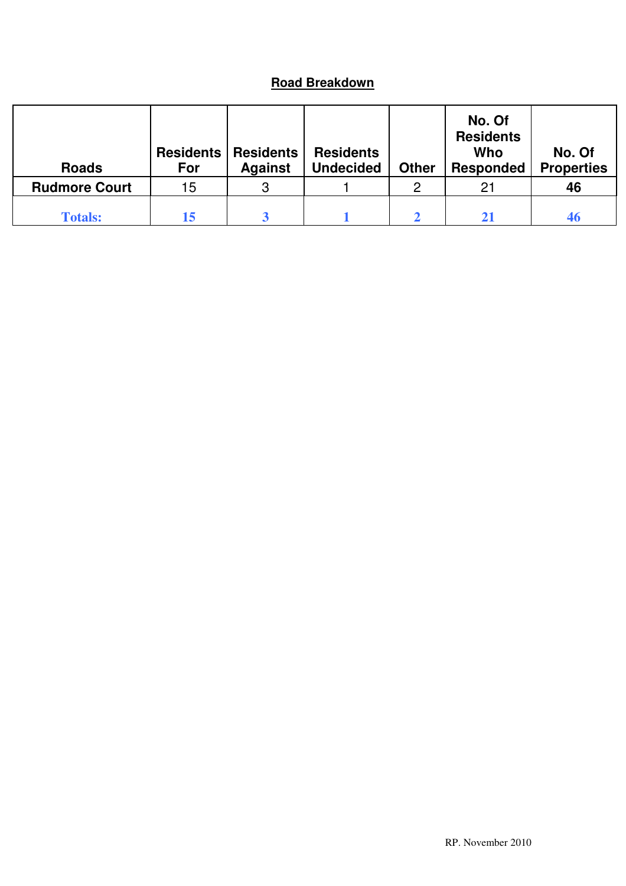## Road Breakdown

| Roads | Residents For | Residents Against | Residents Undecided | Other | No. Of Residents Who Responded | No. Of Properties |
|---|---|---|---|---|---|---|
| **Rudmore Court** | 15 | 3 | 1 | 2 | 21 | **46** |
| **Totals:** | **15** | **3** | **1** | **2** | **21** | **46** |

RP. November 2010